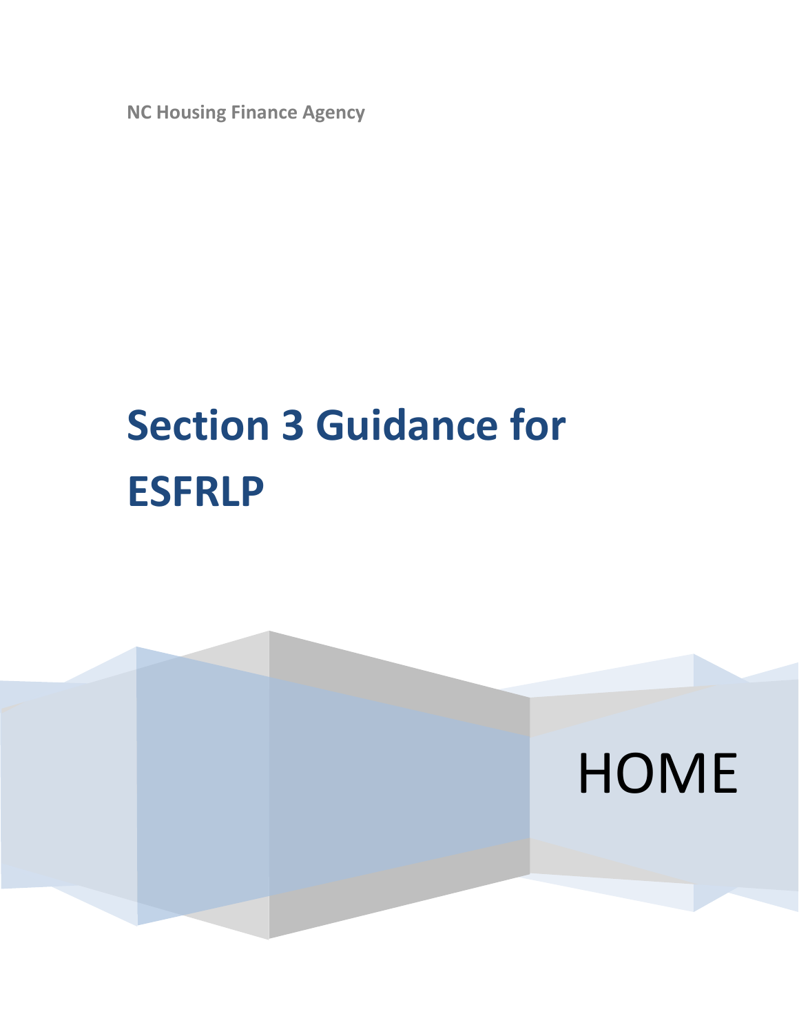NC Housing Finance Agency

# Section 3 Guidance for ESFRLP

HOME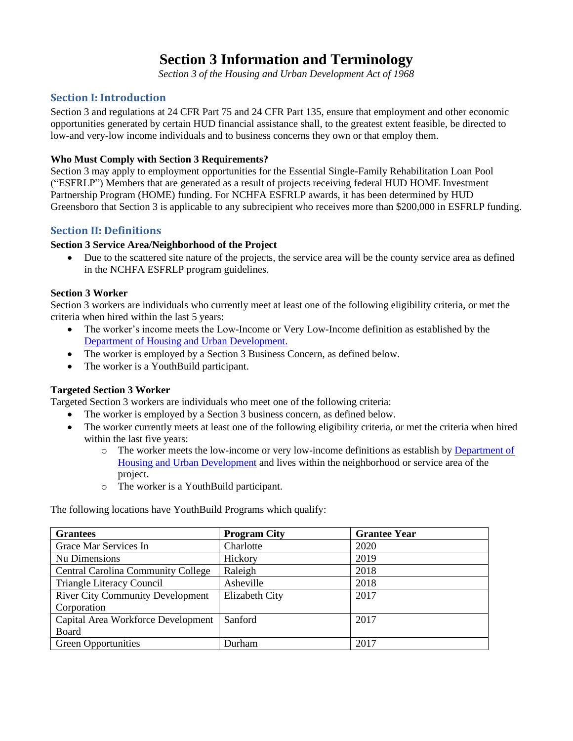# Section 3 Information and Terminology

*Section 3 of the Housing and Urban Development Act of 1968*

## Section I: Introduction

Section 3 and regulations at 24 CFR Part 75 and 24 CFR Part 135, ensure that employment and other economic opportunities generated by certain HUD financial assistance shall, to the greatest extent feasible, be directed to low-and very-low income individuals and to business concerns they own or that employ them.

**Who Must Comply with Section 3 Requirements?**

Section 3 may apply to employment opportunities for the Essential Single-Family Rehabilitation Loan Pool ("ESFRLP") Members that are generated as a result of projects receiving federal HUD HOME Investment Partnership Program (HOME) funding. For NCHFA ESFRLP awards, it has been determined by HUD Greensboro that Section 3 is applicable to any subrecipient who receives more than $200,000 in ESFRLP funding.

## Section II: Definitions

**Section 3 Service Area/Neighborhood of the Project**

- Due to the scattered site nature of the projects, the service area will be the county service area as defined in the NCHFA ESFRLP program guidelines.

**Section 3 Worker**

Section 3 workers are individuals who currently meet at least one of the following eligibility criteria, or met the criteria when hired within the last 5 years:

- The worker's income meets the Low-Income or Very Low-Income definition as established by the Department of Housing and Urban Development.
- The worker is employed by a Section 3 Business Concern, as defined below.
- The worker is a YouthBuild participant.

**Targeted Section 3 Worker**

Targeted Section 3 workers are individuals who meet one of the following criteria:

- The worker is employed by a Section 3 business concern, as defined below.
- The worker currently meets at least one of the following eligibility criteria, or met the criteria when hired within the last five years:
  - The worker meets the low-income or very low-income definitions as establish by Department of Housing and Urban Development and lives within the neighborhood or service area of the project.
  - The worker is a YouthBuild participant.

The following locations have YouthBuild Programs which qualify:

| Grantees | Program City | Grantee Year |
|---|---|---|
| Grace Mar Services In | Charlotte | 2020 |
| Nu Dimensions | Hickory | 2019 |
| Central Carolina Community College | Raleigh | 2018 |
| Triangle Literacy Council | Asheville | 2018 |
| River City Community Development Corporation | Elizabeth City | 2017 |
| Capital Area Workforce Development Board | Sanford | 2017 |
| Green Opportunities | Durham | 2017 |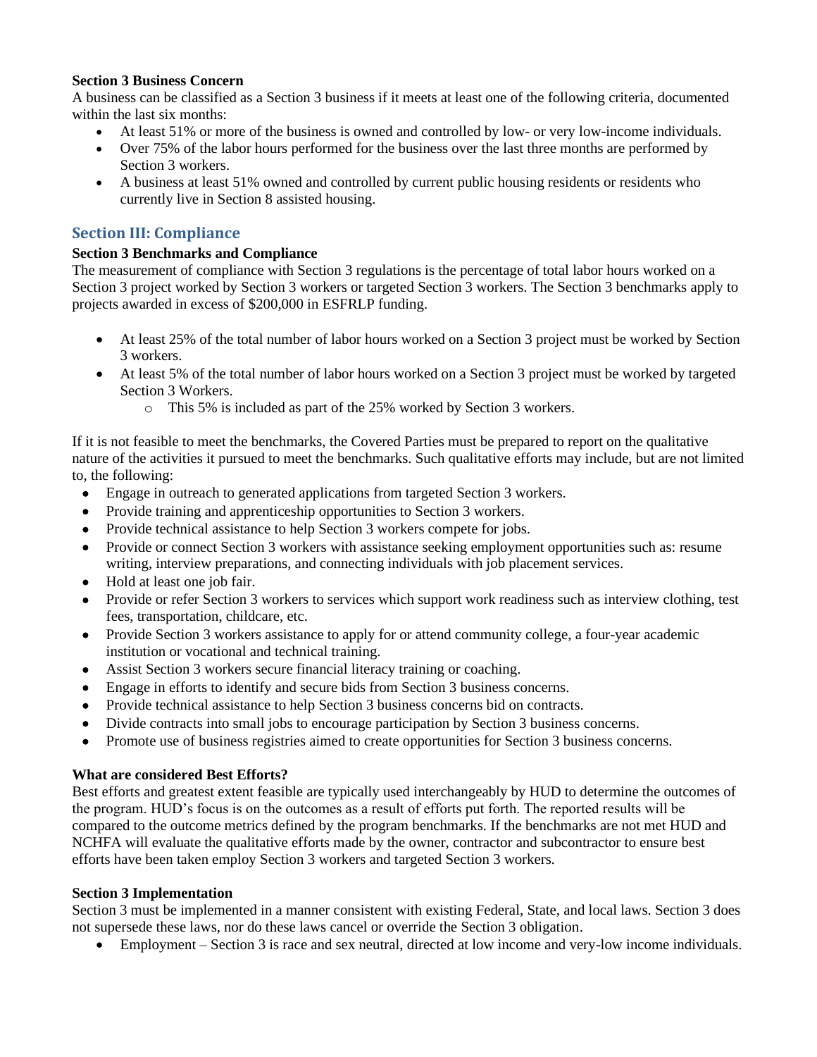**Section 3 Business Concern**

A business can be classified as a Section 3 business if it meets at least one of the following criteria, documented within the last six months:

- At least 51% or more of the business is owned and controlled by low- or very low-income individuals.
- Over 75% of the labor hours performed for the business over the last three months are performed by Section 3 workers.
- A business at least 51% owned and controlled by current public housing residents or residents who currently live in Section 8 assisted housing.

## Section III: Compliance

**Section 3 Benchmarks and Compliance**

The measurement of compliance with Section 3 regulations is the percentage of total labor hours worked on a Section 3 project worked by Section 3 workers or targeted Section 3 workers. The Section 3 benchmarks apply to projects awarded in excess of $200,000 in ESFRLP funding.

- At least 25% of the total number of labor hours worked on a Section 3 project must be worked by Section 3 workers.
- At least 5% of the total number of labor hours worked on a Section 3 project must be worked by targeted Section 3 Workers.
  - This 5% is included as part of the 25% worked by Section 3 workers.

If it is not feasible to meet the benchmarks, the Covered Parties must be prepared to report on the qualitative nature of the activities it pursued to meet the benchmarks. Such qualitative efforts may include, but are not limited to, the following:

- Engage in outreach to generated applications from targeted Section 3 workers.
- Provide training and apprenticeship opportunities to Section 3 workers.
- Provide technical assistance to help Section 3 workers compete for jobs.
- Provide or connect Section 3 workers with assistance seeking employment opportunities such as: resume writing, interview preparations, and connecting individuals with job placement services.
- Hold at least one job fair.
- Provide or refer Section 3 workers to services which support work readiness such as interview clothing, test fees, transportation, childcare, etc.
- Provide Section 3 workers assistance to apply for or attend community college, a four-year academic institution or vocational and technical training.
- Assist Section 3 workers secure financial literacy training or coaching.
- Engage in efforts to identify and secure bids from Section 3 business concerns.
- Provide technical assistance to help Section 3 business concerns bid on contracts.
- Divide contracts into small jobs to encourage participation by Section 3 business concerns.
- Promote use of business registries aimed to create opportunities for Section 3 business concerns.

**What are considered Best Efforts?**

Best efforts and greatest extent feasible are typically used interchangeably by HUD to determine the outcomes of the program. HUD's focus is on the outcomes as a result of efforts put forth. The reported results will be compared to the outcome metrics defined by the program benchmarks. If the benchmarks are not met HUD and NCHFA will evaluate the qualitative efforts made by the owner, contractor and subcontractor to ensure best efforts have been taken employ Section 3 workers and targeted Section 3 workers.

**Section 3 Implementation**

Section 3 must be implemented in a manner consistent with existing Federal, State, and local laws. Section 3 does not supersede these laws, nor do these laws cancel or override the Section 3 obligation.

- Employment – Section 3 is race and sex neutral, directed at low income and very-low income individuals.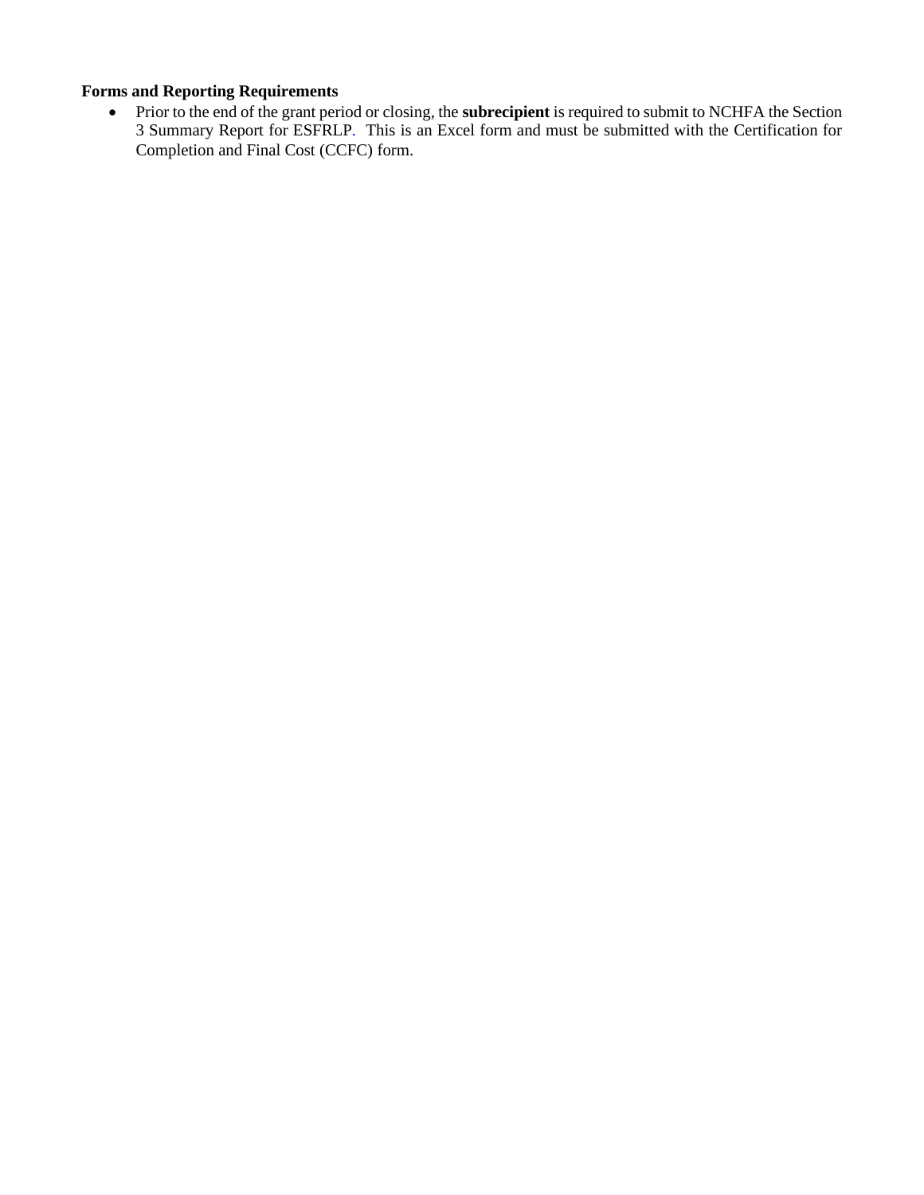**Forms and Reporting Requirements**

- Prior to the end of the grant period or closing, the **subrecipient** is required to submit to NCHFA the Section 3 Summary Report for ESFRLP. This is an Excel form and must be submitted with the Certification for Completion and Final Cost (CCFC) form.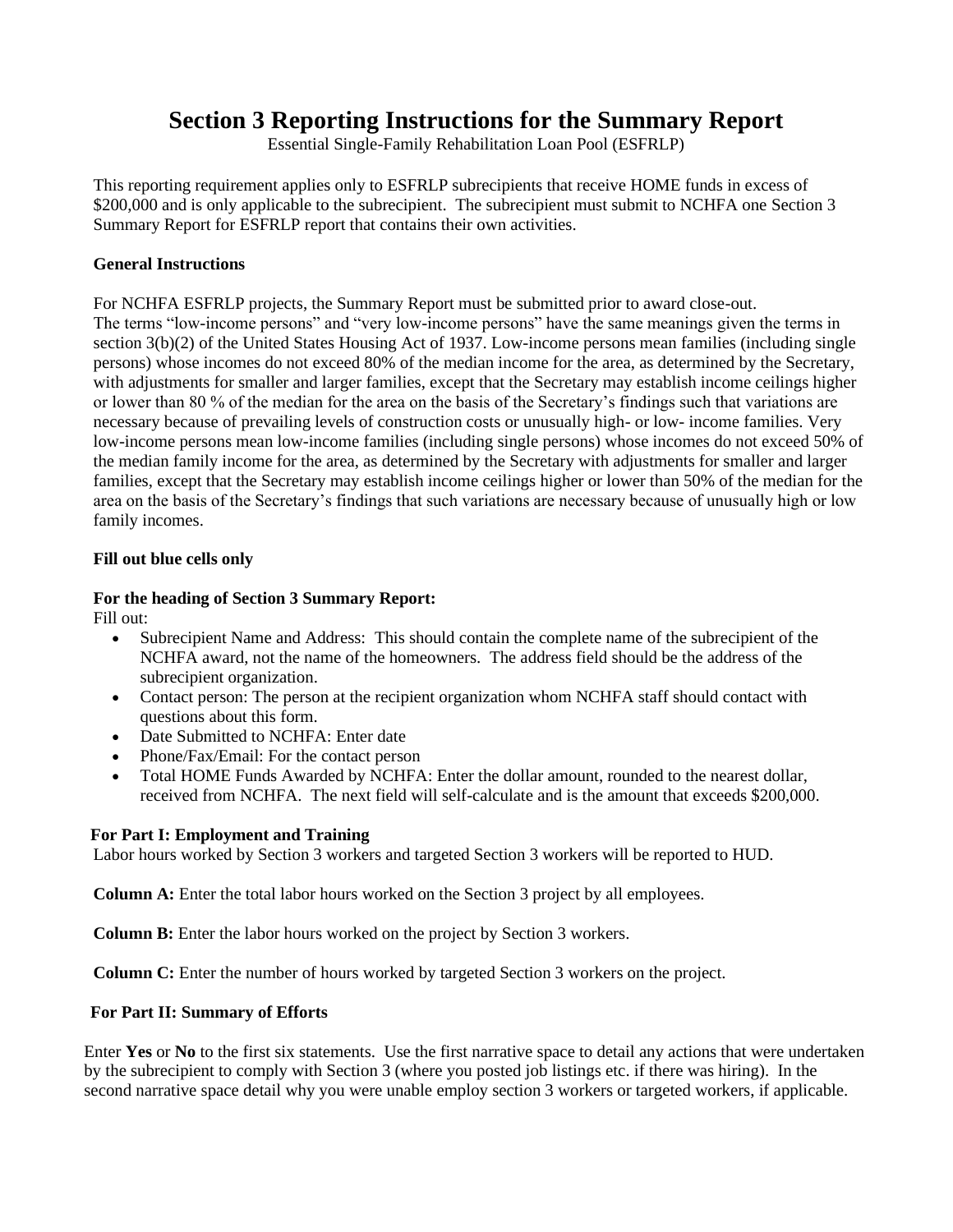# Section 3 Reporting Instructions for the Summary Report

Essential Single-Family Rehabilitation Loan Pool (ESFRLP)

This reporting requirement applies only to ESFRLP subrecipients that receive HOME funds in excess of \$200,000 and is only applicable to the subrecipient. The subrecipient must submit to NCHFA one Section 3 Summary Report for ESFRLP report that contains their own activities.

**General Instructions**

For NCHFA ESFRLP projects, the Summary Report must be submitted prior to award close-out.
The terms "low-income persons" and "very low-income persons" have the same meanings given the terms in section 3(b)(2) of the United States Housing Act of 1937. Low-income persons mean families (including single persons) whose incomes do not exceed 80% of the median income for the area, as determined by the Secretary, with adjustments for smaller and larger families, except that the Secretary may establish income ceilings higher or lower than 80 % of the median for the area on the basis of the Secretary's findings such that variations are necessary because of prevailing levels of construction costs or unusually high- or low- income families. Very low-income persons mean low-income families (including single persons) whose incomes do not exceed 50% of the median family income for the area, as determined by the Secretary with adjustments for smaller and larger families, except that the Secretary may establish income ceilings higher or lower than 50% of the median for the area on the basis of the Secretary's findings that such variations are necessary because of unusually high or low family incomes.

**Fill out blue cells only**

**For the heading of Section 3 Summary Report:**

Fill out:

- Subrecipient Name and Address: This should contain the complete name of the subrecipient of the NCHFA award, not the name of the homeowners. The address field should be the address of the subrecipient organization.
- Contact person: The person at the recipient organization whom NCHFA staff should contact with questions about this form.
- Date Submitted to NCHFA: Enter date
- Phone/Fax/Email: For the contact person
- Total HOME Funds Awarded by NCHFA: Enter the dollar amount, rounded to the nearest dollar, received from NCHFA. The next field will self-calculate and is the amount that exceeds \$200,000.

**For Part I: Employment and Training**

Labor hours worked by Section 3 workers and targeted Section 3 workers will be reported to HUD.

**Column A:** Enter the total labor hours worked on the Section 3 project by all employees.

**Column B:** Enter the labor hours worked on the project by Section 3 workers.

**Column C:** Enter the number of hours worked by targeted Section 3 workers on the project.

**For Part II: Summary of Efforts**

Enter **Yes** or **No** to the first six statements. Use the first narrative space to detail any actions that were undertaken by the subrecipient to comply with Section 3 (where you posted job listings etc. if there was hiring). In the second narrative space detail why you were unable employ section 3 workers or targeted workers, if applicable.